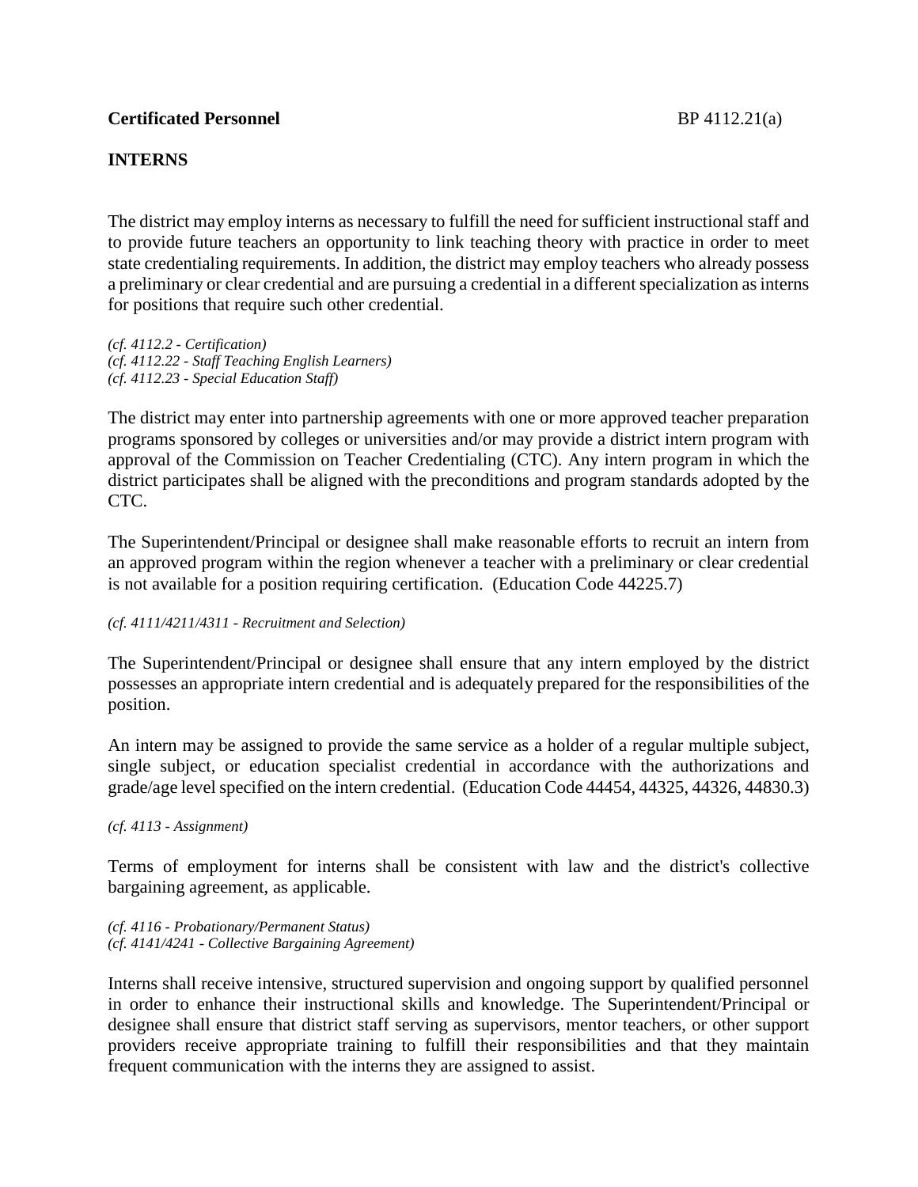**Certificated Personnel** BP 4112.21(a)

## INTERNS

The district may employ interns as necessary to fulfill the need for sufficient instructional staff and to provide future teachers an opportunity to link teaching theory with practice in order to meet state credentialing requirements. In addition, the district may employ teachers who already possess a preliminary or clear credential and are pursuing a credential in a different specialization as interns for positions that require such other credential.

*(cf. 4112.2 - Certification)*
*(cf. 4112.22 - Staff Teaching English Learners)*
*(cf. 4112.23 - Special Education Staff)*

The district may enter into partnership agreements with one or more approved teacher preparation programs sponsored by colleges or universities and/or may provide a district intern program with approval of the Commission on Teacher Credentialing (CTC). Any intern program in which the district participates shall be aligned with the preconditions and program standards adopted by the CTC.

The Superintendent/Principal or designee shall make reasonable efforts to recruit an intern from an approved program within the region whenever a teacher with a preliminary or clear credential is not available for a position requiring certification. (Education Code 44225.7)

*(cf. 4111/4211/4311 - Recruitment and Selection)*

The Superintendent/Principal or designee shall ensure that any intern employed by the district possesses an appropriate intern credential and is adequately prepared for the responsibilities of the position.

An intern may be assigned to provide the same service as a holder of a regular multiple subject, single subject, or education specialist credential in accordance with the authorizations and grade/age level specified on the intern credential. (Education Code 44454, 44325, 44326, 44830.3)

*(cf. 4113 - Assignment)*

Terms of employment for interns shall be consistent with law and the district's collective bargaining agreement, as applicable.

*(cf. 4116 - Probationary/Permanent Status)*
*(cf. 4141/4241 - Collective Bargaining Agreement)*

Interns shall receive intensive, structured supervision and ongoing support by qualified personnel in order to enhance their instructional skills and knowledge. The Superintendent/Principal or designee shall ensure that district staff serving as supervisors, mentor teachers, or other support providers receive appropriate training to fulfill their responsibilities and that they maintain frequent communication with the interns they are assigned to assist.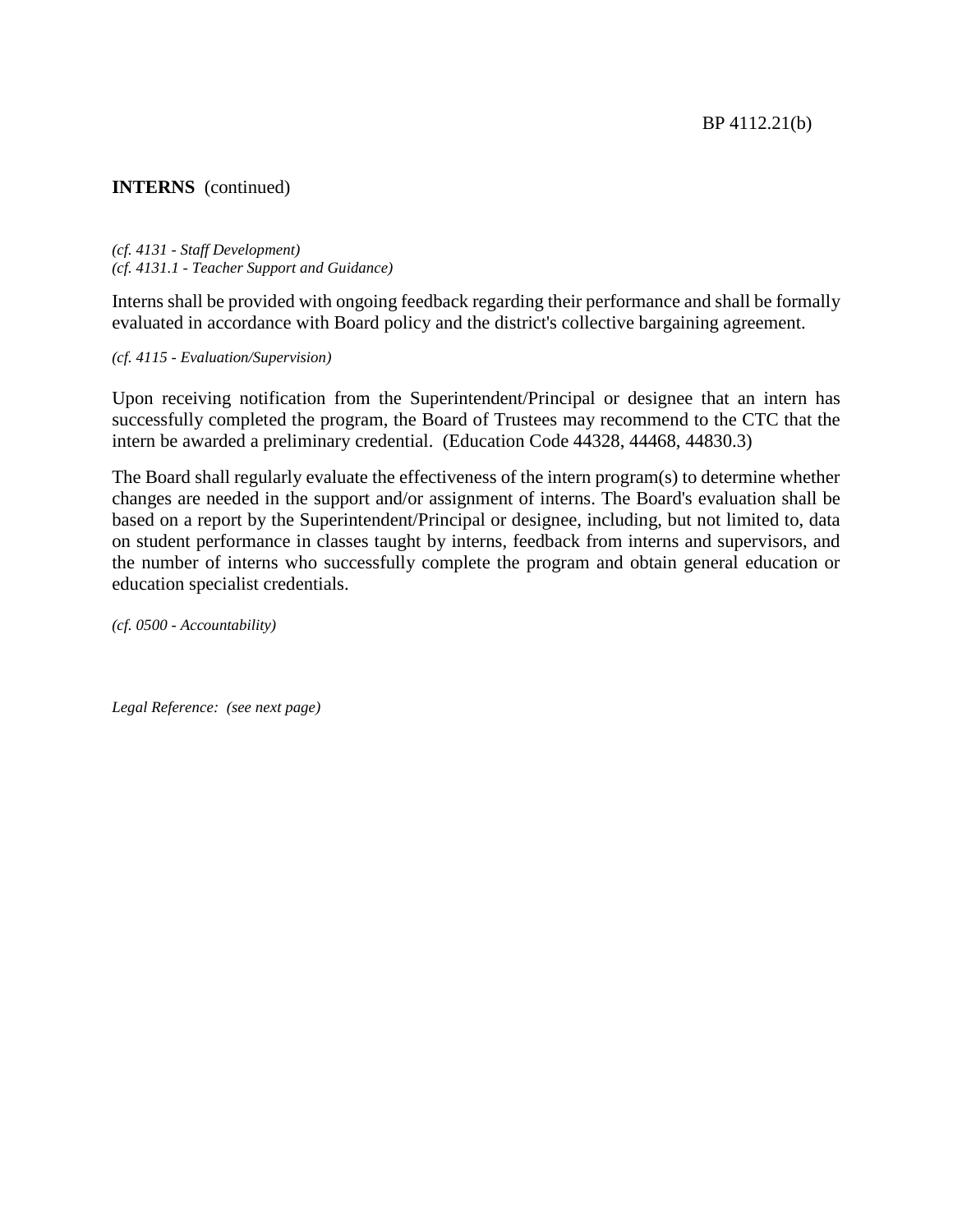**INTERNS** (continued)

*(cf. 4131 - Staff Development)*
*(cf. 4131.1 - Teacher Support and Guidance)*

Interns shall be provided with ongoing feedback regarding their performance and shall be formally evaluated in accordance with Board policy and the district's collective bargaining agreement.

*(cf. 4115 - Evaluation/Supervision)*

Upon receiving notification from the Superintendent/Principal or designee that an intern has successfully completed the program, the Board of Trustees may recommend to the CTC that the intern be awarded a preliminary credential. (Education Code 44328, 44468, 44830.3)

The Board shall regularly evaluate the effectiveness of the intern program(s) to determine whether changes are needed in the support and/or assignment of interns. The Board's evaluation shall be based on a report by the Superintendent/Principal or designee, including, but not limited to, data on student performance in classes taught by interns, feedback from interns and supervisors, and the number of interns who successfully complete the program and obtain general education or education specialist credentials.

*(cf. 0500 - Accountability)*

*Legal Reference: (see next page)*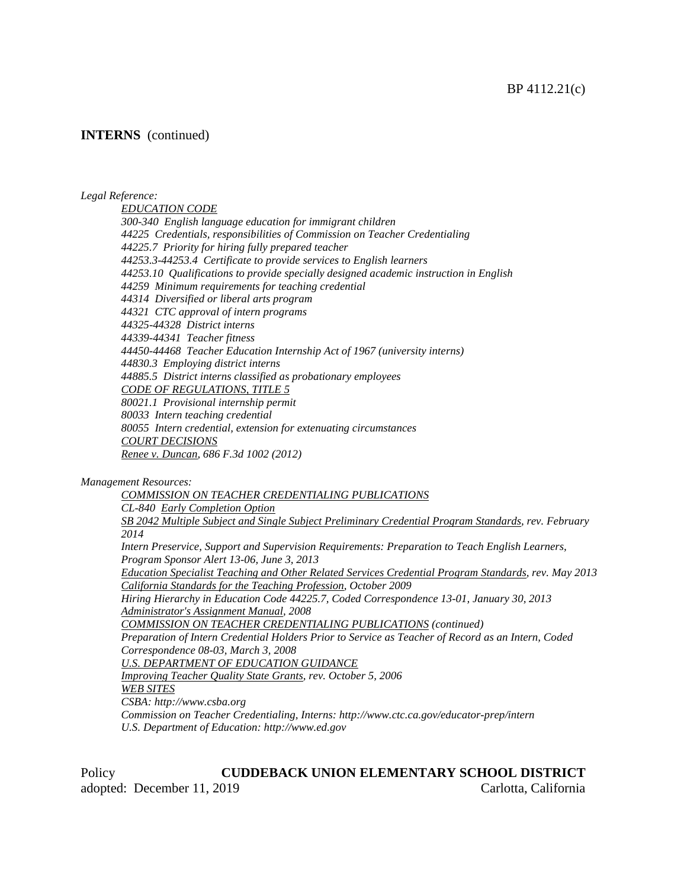**INTERNS** (continued)

*Legal Reference:*

*EDUCATION CODE*

*300-340 English language education for immigrant children*

*44225 Credentials, responsibilities of Commission on Teacher Credentialing*

*44225.7 Priority for hiring fully prepared teacher*

*44253.3-44253.4 Certificate to provide services to English learners*

*44253.10 Qualifications to provide specially designed academic instruction in English*

*44259 Minimum requirements for teaching credential*

*44314 Diversified or liberal arts program*

*44321 CTC approval of intern programs*

*44325-44328 District interns*

*44339-44341 Teacher fitness*

*44450-44468 Teacher Education Internship Act of 1967 (university interns)*

*44830.3 Employing district interns*

*44885.5 District interns classified as probationary employees*

*CODE OF REGULATIONS, TITLE 5*

*80021.1 Provisional internship permit*

*80033 Intern teaching credential*

*80055 Intern credential, extension for extenuating circumstances*

*COURT DECISIONS*

*Renee v. Duncan, 686 F.3d 1002 (2012)*

*Management Resources:*

*COMMISSION ON TEACHER CREDENTIALING PUBLICATIONS*

*CL-840 Early Completion Option*

*SB 2042 Multiple Subject and Single Subject Preliminary Credential Program Standards, rev. February 2014*

*Intern Preservice, Support and Supervision Requirements: Preparation to Teach English Learners, Program Sponsor Alert 13-06, June 3, 2013*

*Education Specialist Teaching and Other Related Services Credential Program Standards, rev. May 2013*

*California Standards for the Teaching Profession, October 2009*

*Hiring Hierarchy in Education Code 44225.7, Coded Correspondence 13-01, January 30, 2013*

*Administrator's Assignment Manual, 2008*

*COMMISSION ON TEACHER CREDENTIALING PUBLICATIONS (continued)*

*Preparation of Intern Credential Holders Prior to Service as Teacher of Record as an Intern, Coded Correspondence 08-03, March 3, 2008*

*U.S. DEPARTMENT OF EDUCATION GUIDANCE*

*Improving Teacher Quality State Grants, rev. October 5, 2006*

*WEB SITES*

*CSBA: http://www.csba.org*

*Commission on Teacher Credentialing, Interns: http://www.ctc.ca.gov/educator-prep/intern*

*U.S. Department of Education: http://www.ed.gov*

Policy **CUDDEBACK UNION ELEMENTARY SCHOOL DISTRICT**
adopted: December 11, 2019 Carlotta, California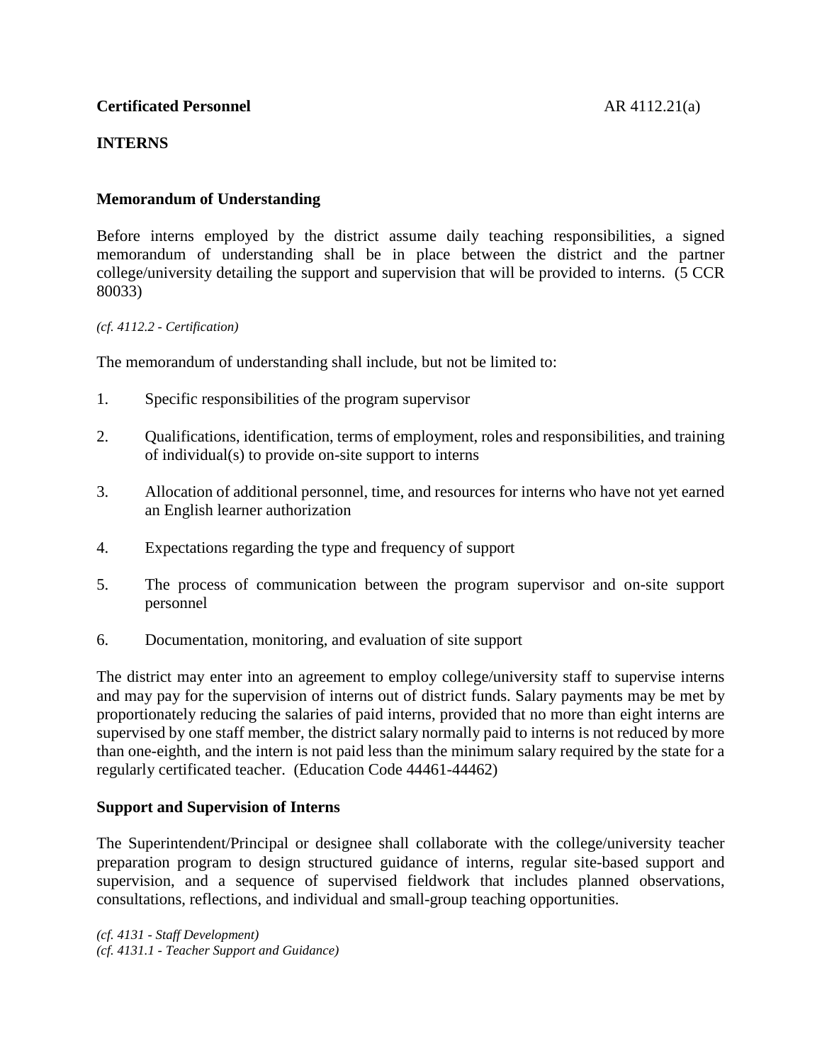**Certificated Personnel** AR 4112.21(a)

## INTERNS

### Memorandum of Understanding

Before interns employed by the district assume daily teaching responsibilities, a signed memorandum of understanding shall be in place between the district and the partner college/university detailing the support and supervision that will be provided to interns. (5 CCR 80033)

*(cf. 4112.2 - Certification)*

The memorandum of understanding shall include, but not be limited to:

1. Specific responsibilities of the program supervisor
2. Qualifications, identification, terms of employment, roles and responsibilities, and training of individual(s) to provide on-site support to interns
3. Allocation of additional personnel, time, and resources for interns who have not yet earned an English learner authorization
4. Expectations regarding the type and frequency of support
5. The process of communication between the program supervisor and on-site support personnel
6. Documentation, monitoring, and evaluation of site support

The district may enter into an agreement to employ college/university staff to supervise interns and may pay for the supervision of interns out of district funds. Salary payments may be met by proportionately reducing the salaries of paid interns, provided that no more than eight interns are supervised by one staff member, the district salary normally paid to interns is not reduced by more than one-eighth, and the intern is not paid less than the minimum salary required by the state for a regularly certificated teacher. (Education Code 44461-44462)

### Support and Supervision of Interns

The Superintendent/Principal or designee shall collaborate with the college/university teacher preparation program to design structured guidance of interns, regular site-based support and supervision, and a sequence of supervised fieldwork that includes planned observations, consultations, reflections, and individual and small-group teaching opportunities.

*(cf. 4131 - Staff Development)*
*(cf. 4131.1 - Teacher Support and Guidance)*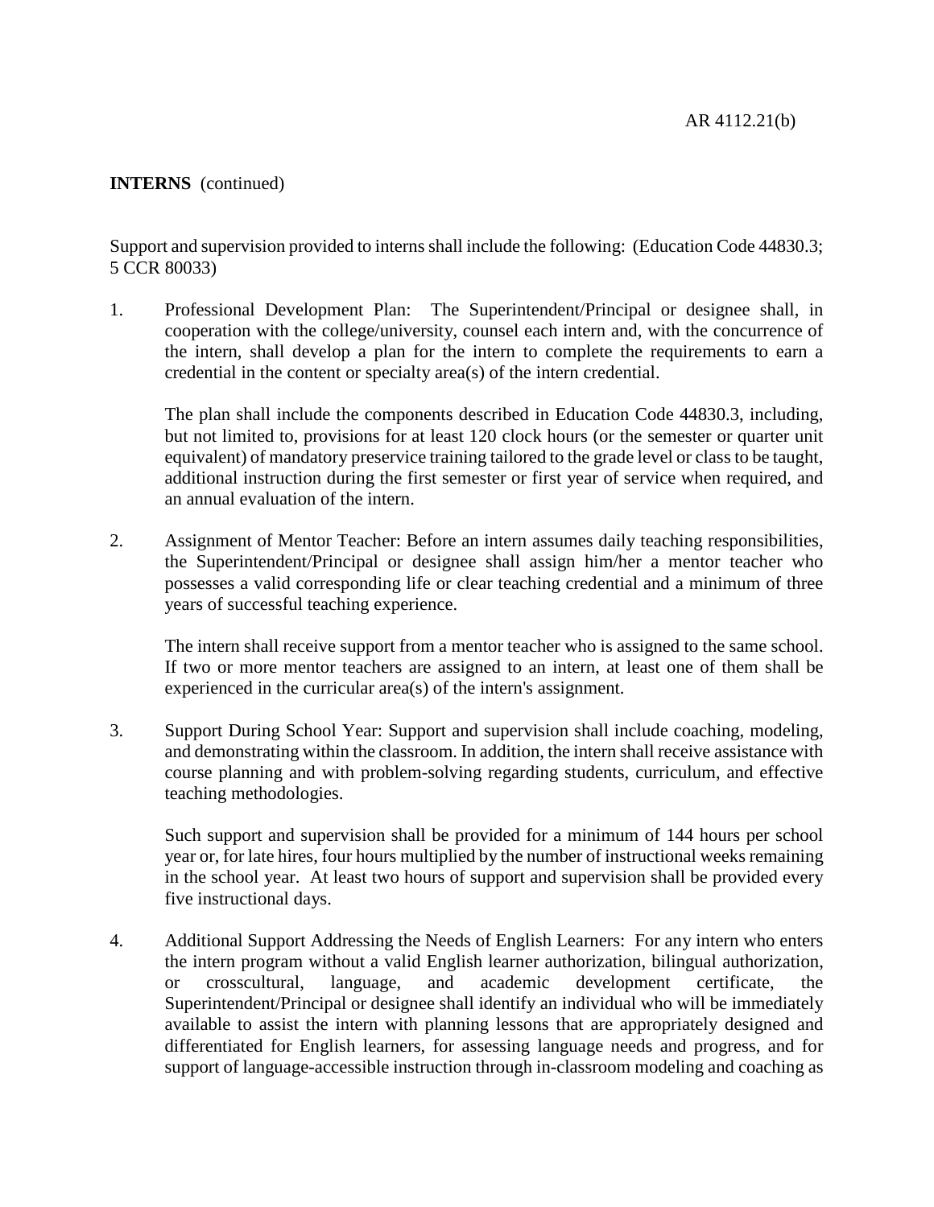**INTERNS** (continued)

Support and supervision provided to interns shall include the following: (Education Code 44830.3; 5 CCR 80033)

1. Professional Development Plan: The Superintendent/Principal or designee shall, in cooperation with the college/university, counsel each intern and, with the concurrence of the intern, shall develop a plan for the intern to complete the requirements to earn a credential in the content or specialty area(s) of the intern credential.

   The plan shall include the components described in Education Code 44830.3, including, but not limited to, provisions for at least 120 clock hours (or the semester or quarter unit equivalent) of mandatory preservice training tailored to the grade level or class to be taught, additional instruction during the first semester or first year of service when required, and an annual evaluation of the intern.

2. Assignment of Mentor Teacher: Before an intern assumes daily teaching responsibilities, the Superintendent/Principal or designee shall assign him/her a mentor teacher who possesses a valid corresponding life or clear teaching credential and a minimum of three years of successful teaching experience.

   The intern shall receive support from a mentor teacher who is assigned to the same school. If two or more mentor teachers are assigned to an intern, at least one of them shall be experienced in the curricular area(s) of the intern's assignment.

3. Support During School Year: Support and supervision shall include coaching, modeling, and demonstrating within the classroom. In addition, the intern shall receive assistance with course planning and with problem-solving regarding students, curriculum, and effective teaching methodologies.

   Such support and supervision shall be provided for a minimum of 144 hours per school year or, for late hires, four hours multiplied by the number of instructional weeks remaining in the school year. At least two hours of support and supervision shall be provided every five instructional days.

4. Additional Support Addressing the Needs of English Learners: For any intern who enters the intern program without a valid English learner authorization, bilingual authorization, or crosscultural, language, and academic development certificate, the Superintendent/Principal or designee shall identify an individual who will be immediately available to assist the intern with planning lessons that are appropriately designed and differentiated for English learners, for assessing language needs and progress, and for support of language-accessible instruction through in-classroom modeling and coaching as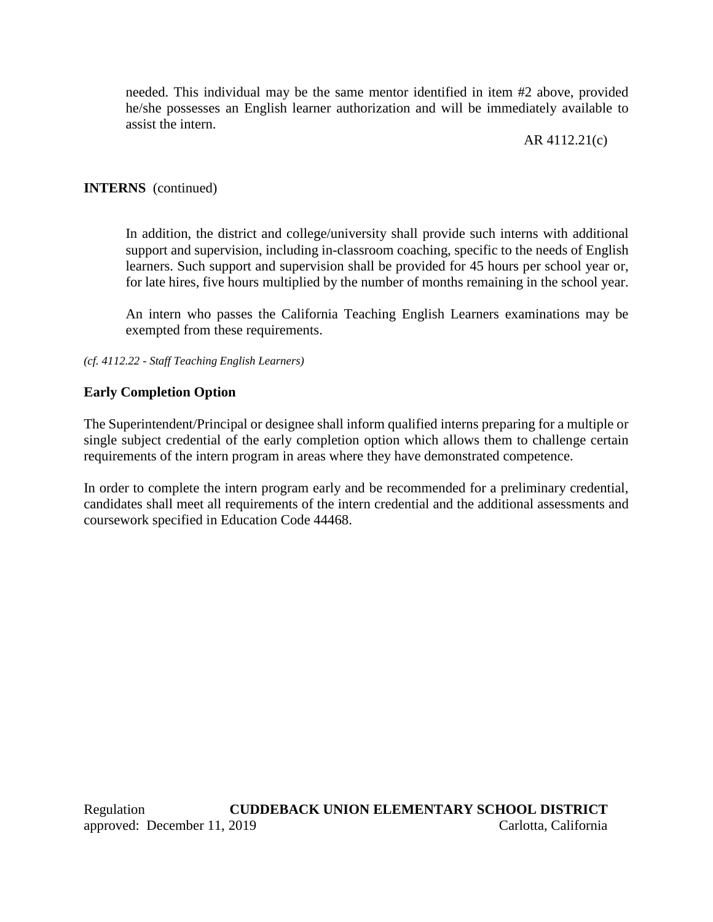needed. This individual may be the same mentor identified in item #2 above, provided he/she possesses an English learner authorization and will be immediately available to assist the intern.

**INTERNS** (continued)

In addition, the district and college/university shall provide such interns with additional support and supervision, including in-classroom coaching, specific to the needs of English learners. Such support and supervision shall be provided for 45 hours per school year or, for late hires, five hours multiplied by the number of months remaining in the school year.

An intern who passes the California Teaching English Learners examinations may be exempted from these requirements.

*(cf. 4112.22 - Staff Teaching English Learners)*

**Early Completion Option**

The Superintendent/Principal or designee shall inform qualified interns preparing for a multiple or single subject credential of the early completion option which allows them to challenge certain requirements of the intern program in areas where they have demonstrated competence.

In order to complete the intern program early and be recommended for a preliminary credential, candidates shall meet all requirements of the intern credential and the additional assessments and coursework specified in Education Code 44468.

Regulation **CUDDEBACK UNION ELEMENTARY SCHOOL DISTRICT**
approved: December 11, 2019 Carlotta, California